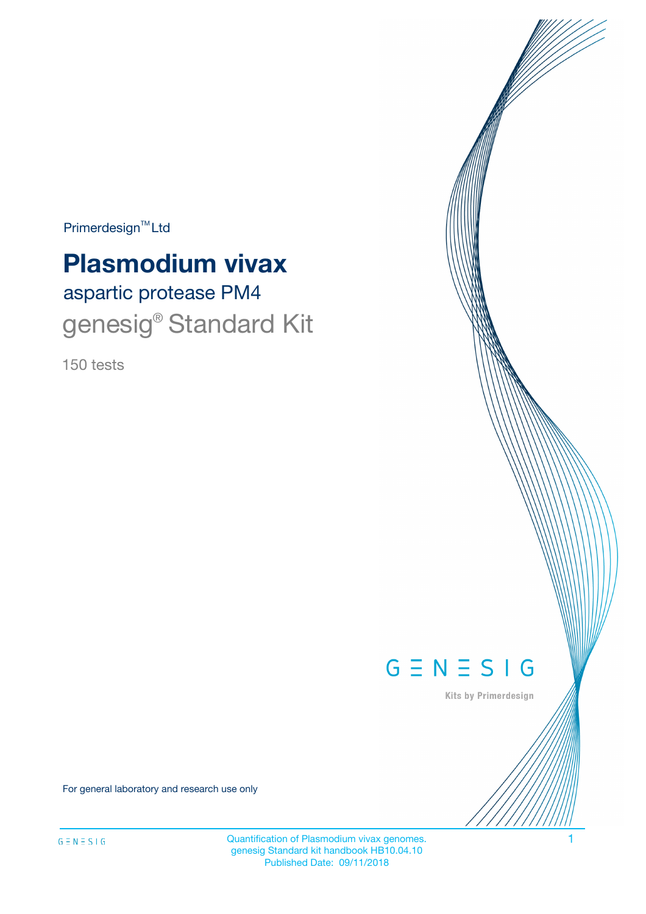Primerdesign™ Ltd

# Plasmodium vivax

## aspartic protease PM4

## genesig® Standard Kit

150 tests

GENESIG

Kits by Primerdesign

For general laboratory and research use only

Quantification of Plasmodium vivax genomes.
genesig Standard kit handbook HB10.04.10
Published Date: 09/11/2018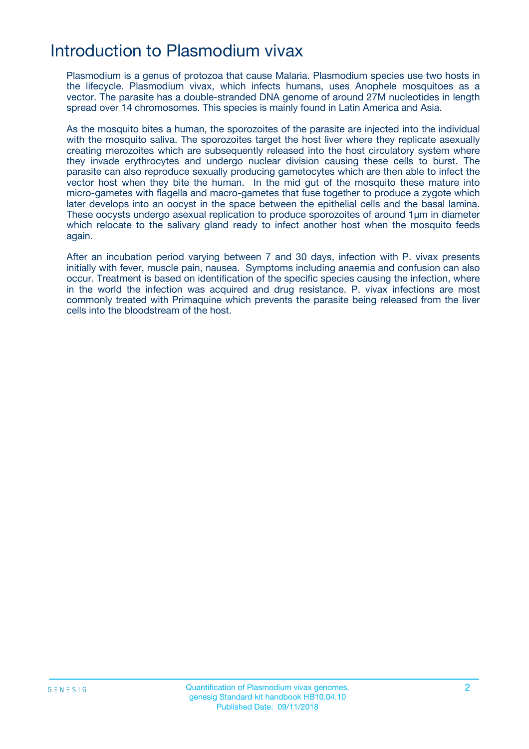# Introduction to Plasmodium vivax

Plasmodium is a genus of protozoa that cause Malaria. Plasmodium species use two hosts in the lifecycle. Plasmodium vivax, which infects humans, uses Anophele mosquitoes as a vector. The parasite has a double-stranded DNA genome of around 27M nucleotides in length spread over 14 chromosomes. This species is mainly found in Latin America and Asia.

As the mosquito bites a human, the sporozoites of the parasite are injected into the individual with the mosquito saliva. The sporozoites target the host liver where they replicate asexually creating merozoites which are subsequently released into the host circulatory system where they invade erythrocytes and undergo nuclear division causing these cells to burst. The parasite can also reproduce sexually producing gametocytes which are then able to infect the vector host when they bite the human. In the mid gut of the mosquito these mature into micro-gametes with flagella and macro-gametes that fuse together to produce a zygote which later develops into an oocyst in the space between the epithelial cells and the basal lamina. These oocysts undergo asexual replication to produce sporozoites of around 1µm in diameter which relocate to the salivary gland ready to infect another host when the mosquito feeds again.

After an incubation period varying between 7 and 30 days, infection with P. vivax presents initially with fever, muscle pain, nausea. Symptoms including anaemia and confusion can also occur. Treatment is based on identification of the specific species causing the infection, where in the world the infection was acquired and drug resistance. P. vivax infections are most commonly treated with Primaquine which prevents the parasite being released from the liver cells into the bloodstream of the host.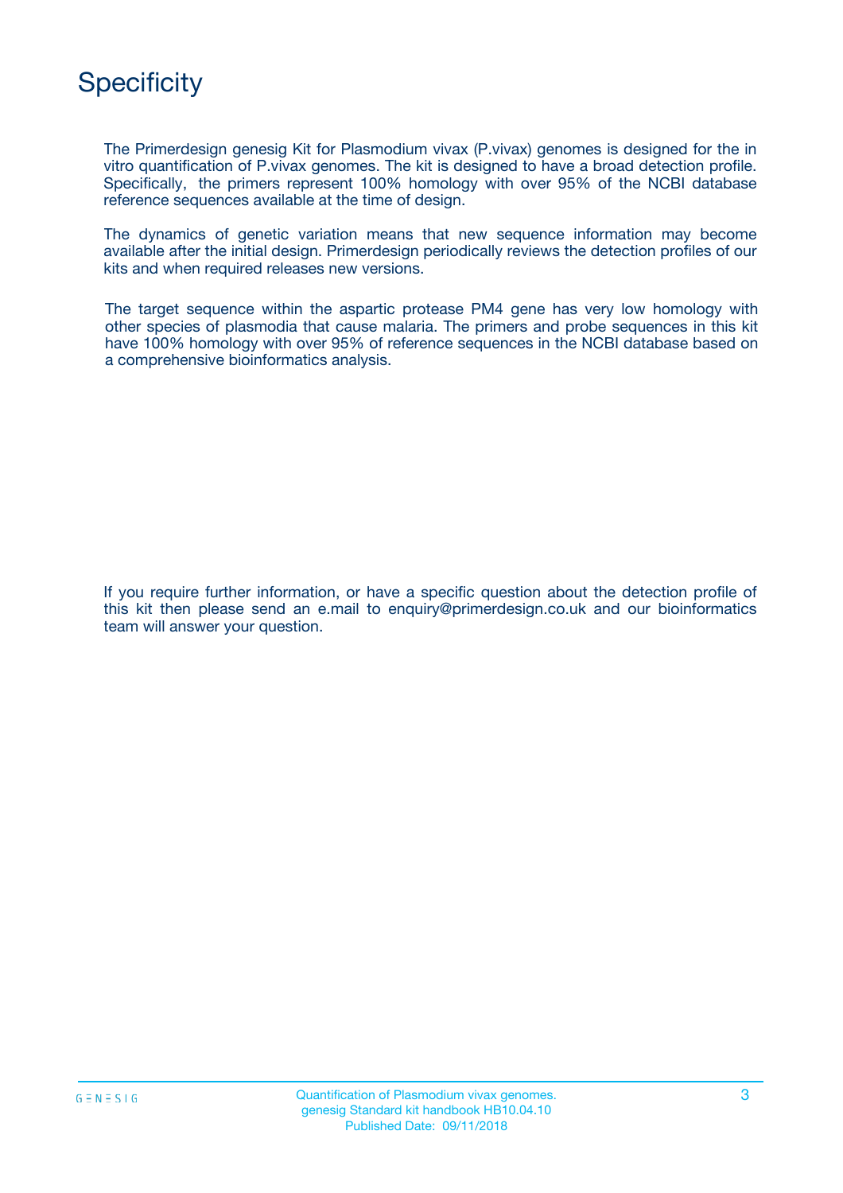# Specificity

The Primerdesign genesig Kit for Plasmodium vivax (P.vivax) genomes is designed for the in vitro quantification of P.vivax genomes. The kit is designed to have a broad detection profile. Specifically, the primers represent 100% homology with over 95% of the NCBI database reference sequences available at the time of design.

The dynamics of genetic variation means that new sequence information may become available after the initial design. Primerdesign periodically reviews the detection profiles of our kits and when required releases new versions.

The target sequence within the aspartic protease PM4 gene has very low homology with other species of plasmodia that cause malaria. The primers and probe sequences in this kit have 100% homology with over 95% of reference sequences in the NCBI database based on a comprehensive bioinformatics analysis.

If you require further information, or have a specific question about the detection profile of this kit then please send an e.mail to enquiry@primerdesign.co.uk and our bioinformatics team will answer your question.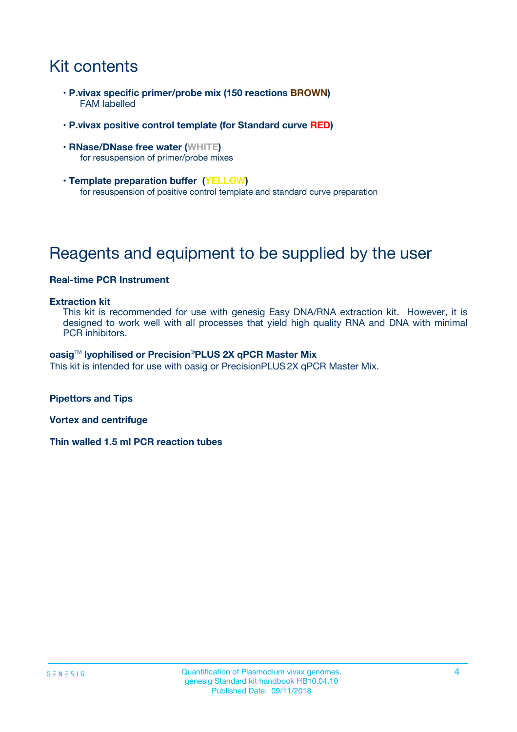# Kit contents

- **P.vivax specific primer/probe mix (150 reactions BROWN)**
  FAM labelled
- **P.vivax positive control template (for Standard curve RED)**
- **RNase/DNase free water (WHITE)**
  for resuspension of primer/probe mixes
- **Template preparation buffer (YELLOW)**
  for resuspension of positive control template and standard curve preparation

# Reagents and equipment to be supplied by the user

**Real-time PCR Instrument**

**Extraction kit**
This kit is recommended for use with genesig Easy DNA/RNA extraction kit. However, it is designed to work well with all processes that yield high quality RNA and DNA with minimal PCR inhibitors.

**oasig™ lyophilised or Precision®PLUS 2X qPCR Master Mix**
This kit is intended for use with oasig or PrecisionPLUS 2X qPCR Master Mix.

**Pipettors and Tips**

**Vortex and centrifuge**

**Thin walled 1.5 ml PCR reaction tubes**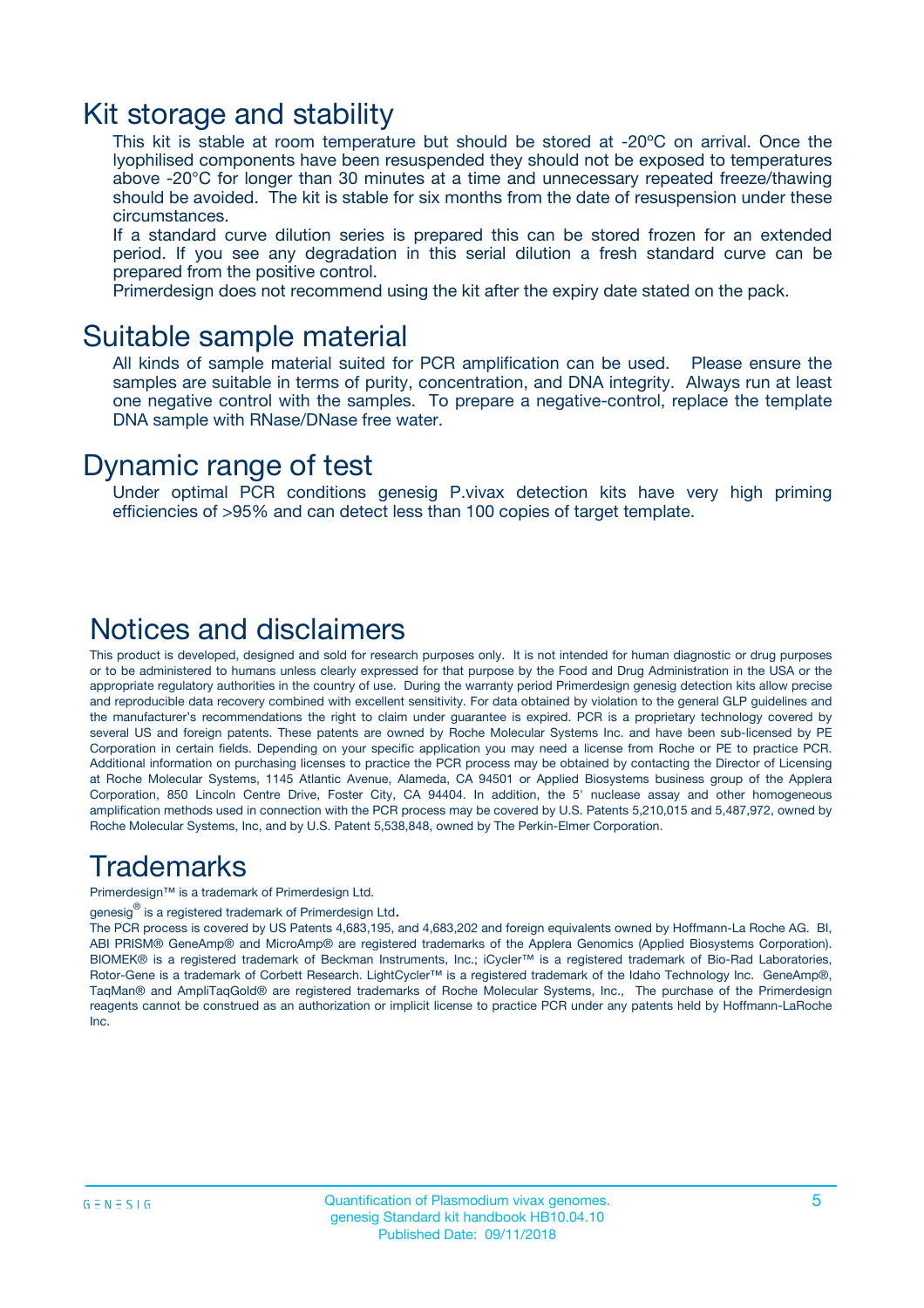## Kit storage and stability

This kit is stable at room temperature but should be stored at -20ºC on arrival. Once the lyophilised components have been resuspended they should not be exposed to temperatures above -20°C for longer than 30 minutes at a time and unnecessary repeated freeze/thawing should be avoided. The kit is stable for six months from the date of resuspension under these circumstances.

If a standard curve dilution series is prepared this can be stored frozen for an extended period. If you see any degradation in this serial dilution a fresh standard curve can be prepared from the positive control.

Primerdesign does not recommend using the kit after the expiry date stated on the pack.

## Suitable sample material

All kinds of sample material suited for PCR amplification can be used. Please ensure the samples are suitable in terms of purity, concentration, and DNA integrity. Always run at least one negative control with the samples. To prepare a negative-control, replace the template DNA sample with RNase/DNase free water.

## Dynamic range of test

Under optimal PCR conditions genesig P.vivax detection kits have very high priming efficiencies of >95% and can detect less than 100 copies of target template.

## Notices and disclaimers

This product is developed, designed and sold for research purposes only. It is not intended for human diagnostic or drug purposes or to be administered to humans unless clearly expressed for that purpose by the Food and Drug Administration in the USA or the appropriate regulatory authorities in the country of use. During the warranty period Primerdesign genesig detection kits allow precise and reproducible data recovery combined with excellent sensitivity. For data obtained by violation to the general GLP guidelines and the manufacturer's recommendations the right to claim under guarantee is expired. PCR is a proprietary technology covered by several US and foreign patents. These patents are owned by Roche Molecular Systems Inc. and have been sub-licensed by PE Corporation in certain fields. Depending on your specific application you may need a license from Roche or PE to practice PCR. Additional information on purchasing licenses to practice the PCR process may be obtained by contacting the Director of Licensing at Roche Molecular Systems, 1145 Atlantic Avenue, Alameda, CA 94501 or Applied Biosystems business group of the Applera Corporation, 850 Lincoln Centre Drive, Foster City, CA 94404. In addition, the 5' nuclease assay and other homogeneous amplification methods used in connection with the PCR process may be covered by U.S. Patents 5,210,015 and 5,487,972, owned by Roche Molecular Systems, Inc, and by U.S. Patent 5,538,848, owned by The Perkin-Elmer Corporation.

## Trademarks

Primerdesign™ is a trademark of Primerdesign Ltd.

genesig® is a registered trademark of Primerdesign Ltd.

The PCR process is covered by US Patents 4,683,195, and 4,683,202 and foreign equivalents owned by Hoffmann-La Roche AG. BI, ABI PRISM® GeneAmp® and MicroAmp® are registered trademarks of the Applera Genomics (Applied Biosystems Corporation). BIOMEK® is a registered trademark of Beckman Instruments, Inc.; iCycler™ is a registered trademark of Bio-Rad Laboratories, Rotor-Gene is a trademark of Corbett Research. LightCycler™ is a registered trademark of the Idaho Technology Inc. GeneAmp®, TaqMan® and AmpliTaqGold® are registered trademarks of Roche Molecular Systems, Inc., The purchase of the Primerdesign reagents cannot be construed as an authorization or implicit license to practice PCR under any patents held by Hoffmann-LaRoche Inc.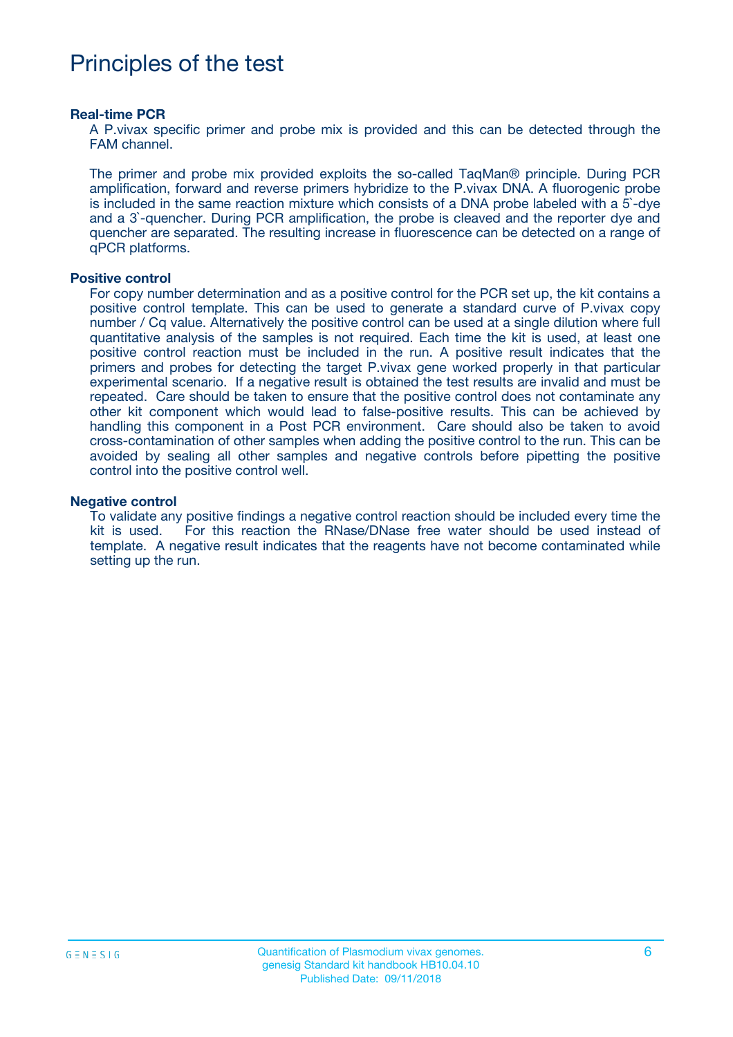# Principles of the test

### Real-time PCR

A P.vivax specific primer and probe mix is provided and this can be detected through the FAM channel.

The primer and probe mix provided exploits the so-called TaqMan® principle. During PCR amplification, forward and reverse primers hybridize to the P.vivax DNA. A fluorogenic probe is included in the same reaction mixture which consists of a DNA probe labeled with a 5`-dye and a 3`-quencher. During PCR amplification, the probe is cleaved and the reporter dye and quencher are separated. The resulting increase in fluorescence can be detected on a range of qPCR platforms.

### Positive control

For copy number determination and as a positive control for the PCR set up, the kit contains a positive control template. This can be used to generate a standard curve of P.vivax copy number / Cq value. Alternatively the positive control can be used at a single dilution where full quantitative analysis of the samples is not required. Each time the kit is used, at least one positive control reaction must be included in the run. A positive result indicates that the primers and probes for detecting the target P.vivax gene worked properly in that particular experimental scenario. If a negative result is obtained the test results are invalid and must be repeated. Care should be taken to ensure that the positive control does not contaminate any other kit component which would lead to false-positive results. This can be achieved by handling this component in a Post PCR environment. Care should also be taken to avoid cross-contamination of other samples when adding the positive control to the run. This can be avoided by sealing all other samples and negative controls before pipetting the positive control into the positive control well.

### Negative control

To validate any positive findings a negative control reaction should be included every time the kit is used. For this reaction the RNase/DNase free water should be used instead of template. A negative result indicates that the reagents have not become contaminated while setting up the run.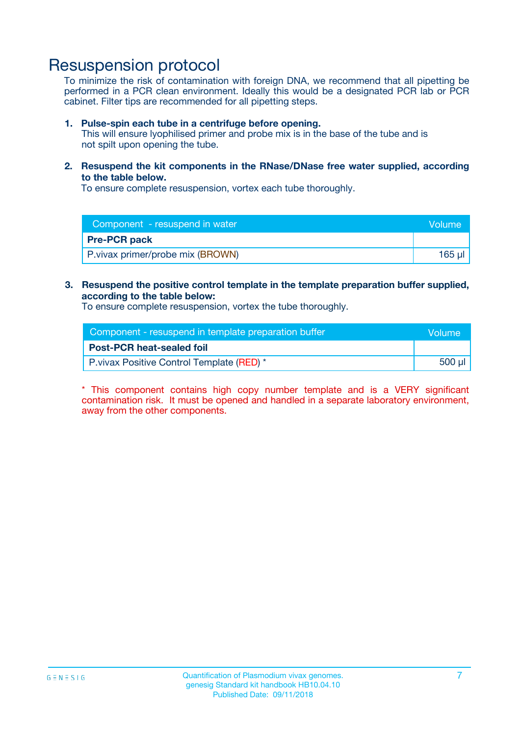# Resuspension protocol

To minimize the risk of contamination with foreign DNA, we recommend that all pipetting be performed in a PCR clean environment. Ideally this would be a designated PCR lab or PCR cabinet. Filter tips are recommended for all pipetting steps.

1. **Pulse-spin each tube in a centrifuge before opening.**
   This will ensure lyophilised primer and probe mix is in the base of the tube and is not spilt upon opening the tube.

2. **Resuspend the kit components in the RNase/DNase free water supplied, according to the table below.**
   To ensure complete resuspension, vortex each tube thoroughly.

| Component - resuspend in water | Volume |
|---|---|
| **Pre-PCR pack** | |
| P.vivax primer/probe mix (BROWN) | 165 µl |

3. **Resuspend the positive control template in the template preparation buffer supplied, according to the table below:**
   To ensure complete resuspension, vortex the tube thoroughly.

| Component - resuspend in template preparation buffer | Volume |
|---|---|
| **Post-PCR heat-sealed foil** | |
| P.vivax Positive Control Template (RED) * | 500 µl |

* This component contains high copy number template and is a VERY significant contamination risk. It must be opened and handled in a separate laboratory environment, away from the other components.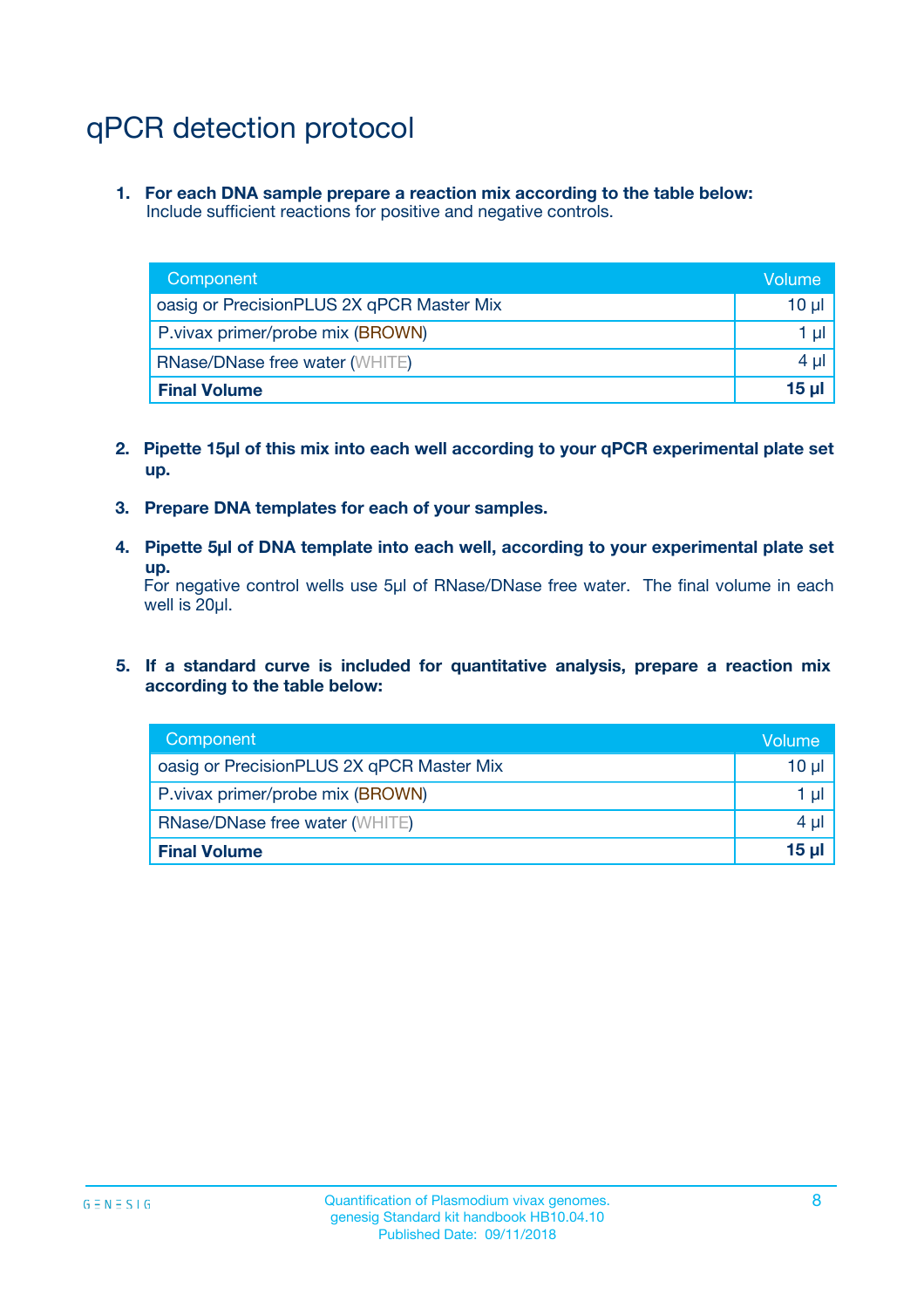# qPCR detection protocol

1. **For each DNA sample prepare a reaction mix according to the table below:**
   Include sufficient reactions for positive and negative controls.

| Component | Volume |
|---|---|
| oasig or PrecisionPLUS 2X qPCR Master Mix | 10 µl |
| P.vivax primer/probe mix (BROWN) | 1 µl |
| RNase/DNase free water (WHITE) | 4 µl |
| **Final Volume** | **15 µl** |

2. **Pipette 15µl of this mix into each well according to your qPCR experimental plate set up.**

3. **Prepare DNA templates for each of your samples.**

4. **Pipette 5µl of DNA template into each well, according to your experimental plate set up.**
   For negative control wells use 5µl of RNase/DNase free water. The final volume in each well is 20µl.

5. **If a standard curve is included for quantitative analysis, prepare a reaction mix according to the table below:**

| Component | Volume |
|---|---|
| oasig or PrecisionPLUS 2X qPCR Master Mix | 10 µl |
| P.vivax primer/probe mix (BROWN) | 1 µl |
| RNase/DNase free water (WHITE) | 4 µl |
| **Final Volume** | **15 µl** |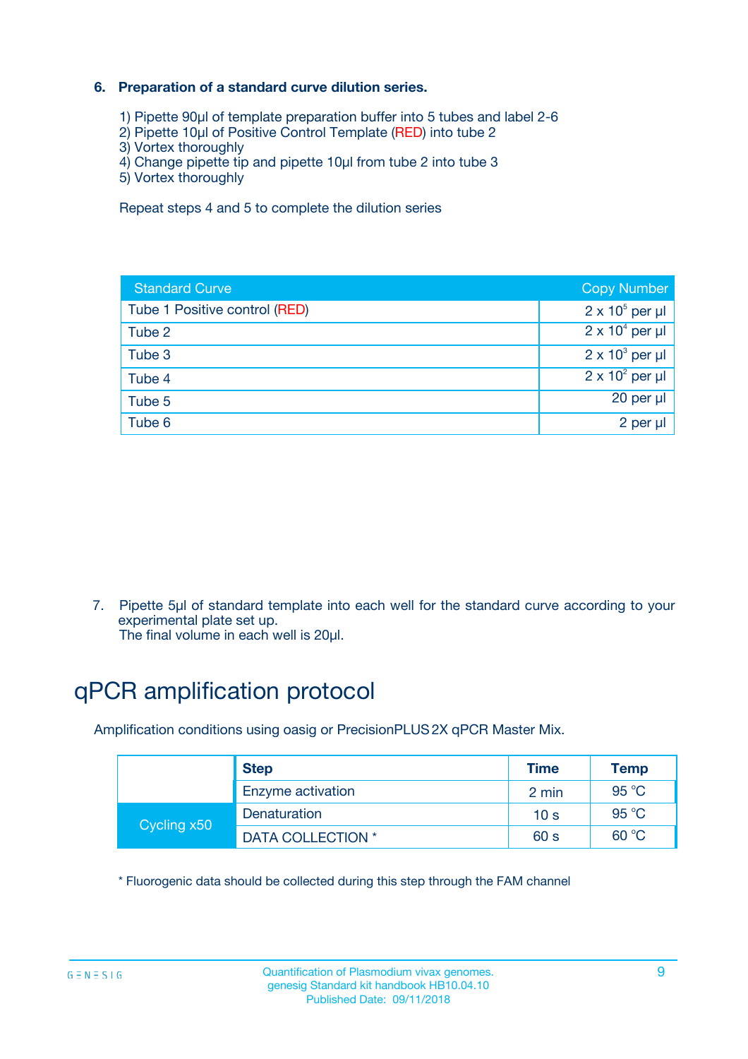### 6. Preparation of a standard curve dilution series.

1) Pipette 90µl of template preparation buffer into 5 tubes and label 2-6
2) Pipette 10µl of Positive Control Template (RED) into tube 2
3) Vortex thoroughly
4) Change pipette tip and pipette 10µl from tube 2 into tube 3
5) Vortex thoroughly

Repeat steps 4 and 5 to complete the dilution series

| Standard Curve | Copy Number |
|---|---|
| Tube 1 Positive control (RED) | $2 \times 10^5$ per µl |
| Tube 2 | $2 \times 10^4$ per µl |
| Tube 3 | $2 \times 10^3$ per µl |
| Tube 4 | $2 \times 10^2$ per µl |
| Tube 5 | 20 per µl |
| Tube 6 | 2 per µl |

7. Pipette 5µl of standard template into each well for the standard curve according to your experimental plate set up.
   The final volume in each well is 20µl.

# qPCR amplification protocol

Amplification conditions using oasig or PrecisionPLUS 2X qPCR Master Mix.

| | Step | Time | Temp |
|---|---|---|---|
| | Enzyme activation | 2 min | 95 °C |
| Cycling x50 | Denaturation | 10 s | 95 °C |
| | DATA COLLECTION * | 60 s | 60 °C |

* Fluorogenic data should be collected during this step through the FAM channel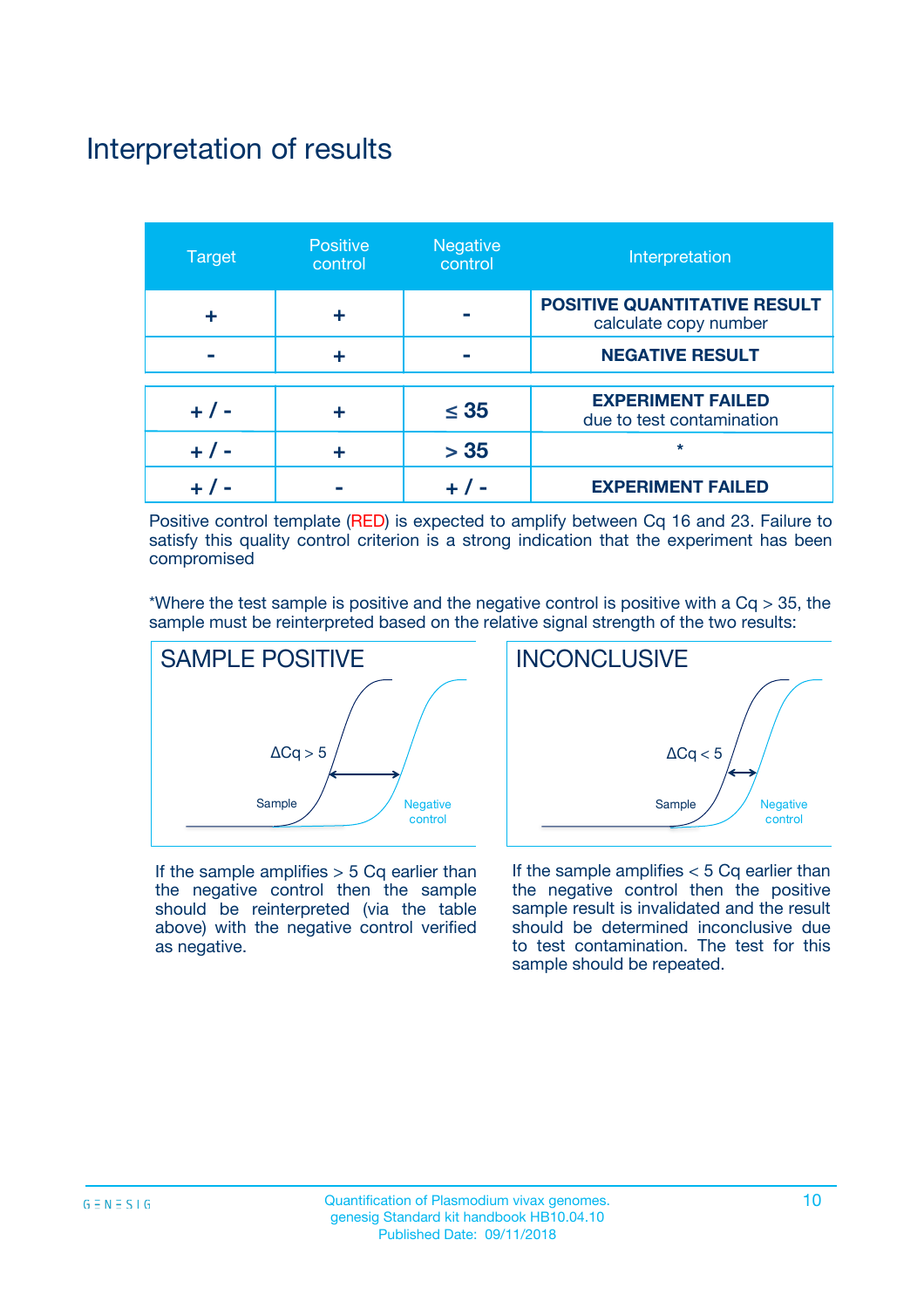# Interpretation of results

| Target | Positive control | Negative control | Interpretation |
|---|---|---|---|
| + | + | - | **POSITIVE QUANTITATIVE RESULT** calculate copy number |
| - | + | - | **NEGATIVE RESULT** |
| + / - | + | ≤ 35 | **EXPERIMENT FAILED** due to test contamination |
| + / - | + | > 35 | * |
| + / - | - | + / - | **EXPERIMENT FAILED** |

Positive control template (RED) is expected to amplify between Cq 16 and 23. Failure to satisfy this quality control criterion is a strong indication that the experiment has been compromised

*Where the test sample is positive and the negative control is positive with a Cq > 35, the sample must be reinterpreted based on the relative signal strength of the two results:

SAMPLE POSITIVE

ΔCq > 5

Sample

Negative control

If the sample amplifies > 5 Cq earlier than the negative control then the sample should be reinterpreted (via the table above) with the negative control verified as negative.

INCONCLUSIVE

ΔCq < 5

Sample

Negative control

If the sample amplifies < 5 Cq earlier than the negative control then the positive sample result is invalidated and the result should be determined inconclusive due to test contamination. The test for this sample should be repeated.